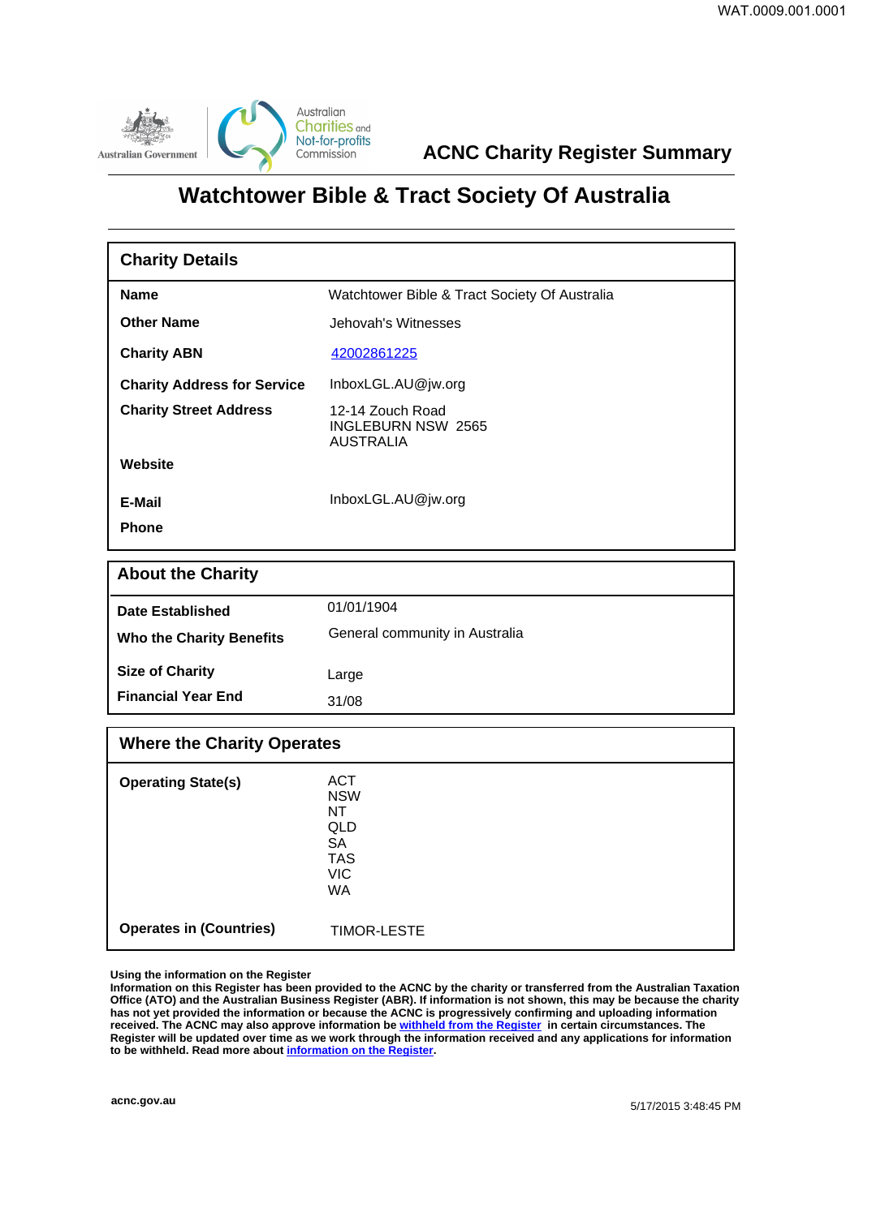# ACNC Charity Register Summary

## Watchtower Bible & Tract Society Of Australia

### Charity Details

| | |
|---|---|
| **Name** | Watchtower Bible & Tract Society Of Australia |
| **Other Name** | Jehovah's Witnesses |
| **Charity ABN** | 42002861225 |
| **Charity Address for Service** | InboxLGL.AU@jw.org |
| **Charity Street Address** | 12-14 Zouch Road<br>INGLEBURN NSW 2565<br>AUSTRALIA |
| **Website** | |
| **E-Mail** | InboxLGL.AU@jw.org |
| **Phone** | |

### About the Charity

| | |
|---|---|
| **Date Established** | 01/01/1904 |
| **Who the Charity Benefits** | General community in Australia |
| **Size of Charity** | Large |
| **Financial Year End** | 31/08 |

### Where the Charity Operates

| | |
|---|---|
| **Operating State(s)** | ACT<br>NSW<br>NT<br>QLD<br>SA<br>TAS<br>VIC<br>WA |
| **Operates in (Countries)** | TIMOR-LESTE |

**Using the information on the Register**
**Information on this Register has been provided to the ACNC by the charity or transferred from the Australian Taxation Office (ATO) and the Australian Business Register (ABR). If information is not shown, this may be because the charity has not yet provided the information or because the ACNC is progressively confirming and uploading information received. The ACNC may also approve information be withheld from the Register in certain circumstances. The Register will be updated over time as we work through the information received and any applications for information to be withheld. Read more about information on the Register.**

**acnc.gov.au**

5/17/2015 3:48:45 PM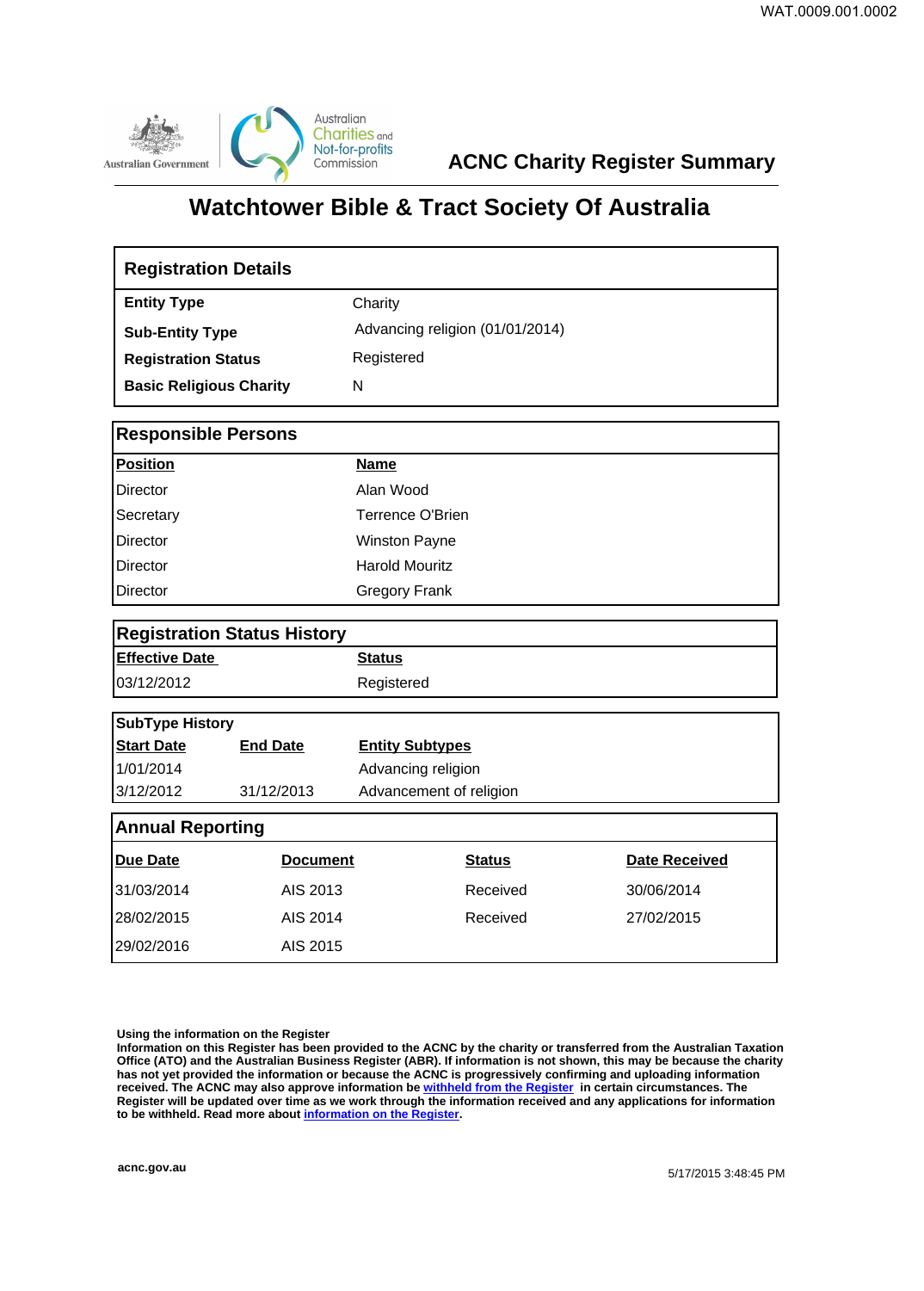## ACNC Charity Register Summary

# Watchtower Bible & Tract Society Of Australia

| Registration Details | |
|---|---|
| **Entity Type** | Charity |
| **Sub-Entity Type** | Advancing religion (01/01/2014) |
| **Registration Status** | Registered |
| **Basic Religious Charity** | N |

### Responsible Persons

| Position | Name |
|---|---|
| Director | Alan Wood |
| Secretary | Terrence O'Brien |
| Director | Winston Payne |
| Director | Harold Mouritz |
| Director | Gregory Frank |

### Registration Status History

| Effective Date | Status |
|---|---|
| 03/12/2012 | Registered |

### SubType History

| Start Date | End Date | Entity Subtypes |
|---|---|---|
| 1/01/2014 | | Advancing religion |
| 3/12/2012 | 31/12/2013 | Advancement of religion |

### Annual Reporting

| Due Date | Document | Status | Date Received |
|---|---|---|---|
| 31/03/2014 | AIS 2013 | Received | 30/06/2014 |
| 28/02/2015 | AIS 2014 | Received | 27/02/2015 |
| 29/02/2016 | AIS 2015 | | |

**Using the information on the Register**
**Information on this Register has been provided to the ACNC by the charity or transferred from the Australian Taxation Office (ATO) and the Australian Business Register (ABR). If information is not shown, this may be because the charity has not yet provided the information or because the ACNC is progressively confirming and uploading information received. The ACNC may also approve information be withheld from the Register in certain circumstances. The Register will be updated over time as we work through the information received and any applications for information to be withheld. Read more about information on the Register.**

**acnc.gov.au**

5/17/2015 3:48:45 PM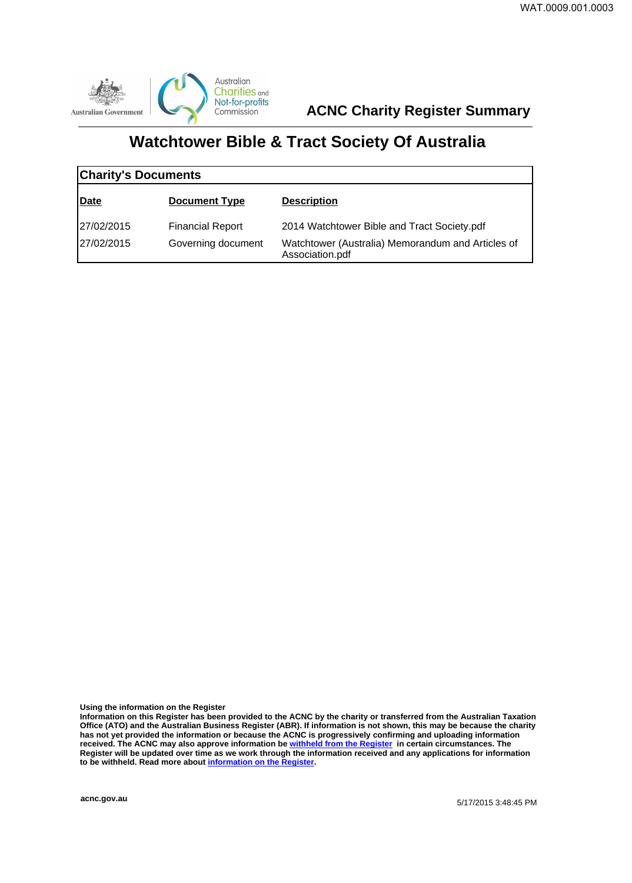Australian Government | Australian Charities and Not-for-profits Commission

## ACNC Charity Register Summary

# Watchtower Bible & Tract Society Of Australia

### Charity's Documents

| Date | Document Type | Description |
|---|---|---|
| 27/02/2015 | Financial Report | 2014 Watchtower Bible and Tract Society.pdf |
| 27/02/2015 | Governing document | Watchtower (Australia) Memorandum and Articles of Association.pdf |

**Using the information on the Register**
**Information on this Register has been provided to the ACNC by the charity or transferred from the Australian Taxation Office (ATO) and the Australian Business Register (ABR). If information is not shown, this may be because the charity has not yet provided the information or because the ACNC is progressively confirming and uploading information received. The ACNC may also approve information be withheld from the Register in certain circumstances. The Register will be updated over time as we work through the information received and any applications for information to be withheld. Read more about information on the Register.**

**acnc.gov.au**

5/17/2015 3:48:45 PM